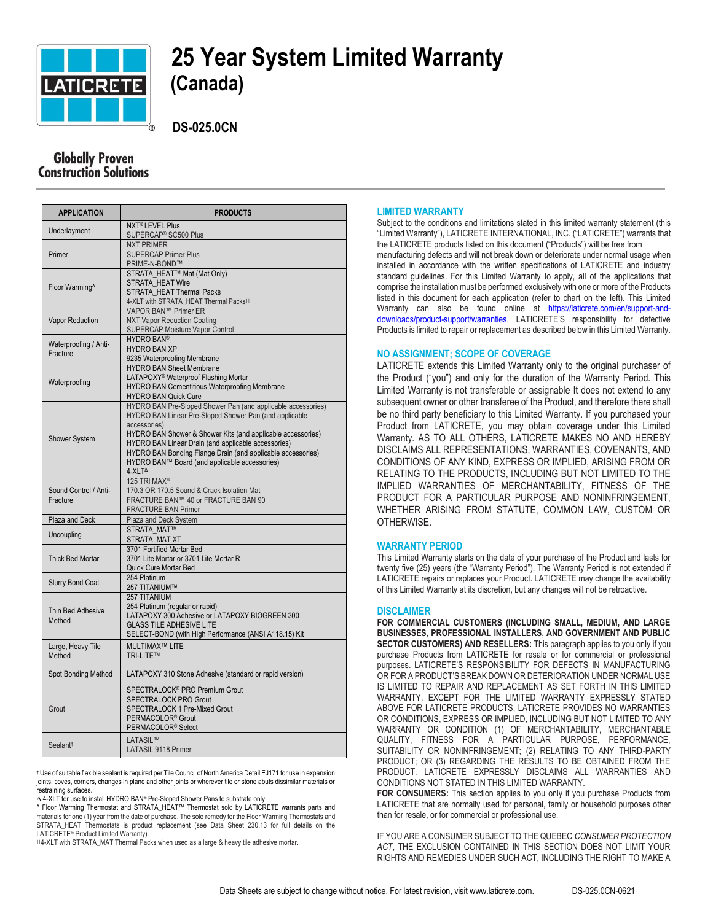# 25 Year System Limited Warranty (Canada)

**DS-025.0CN**

Globally Proven Construction Solutions

| APPLICATION | PRODUCTS |
|---|---|
| Underlayment | NXT® LEVEL Plus<br>SUPERCAP® SC500 Plus |
| Primer | NXT PRIMER<br>SUPERCAP Primer Plus<br>PRIME-N-BOND™ |
| Floor Warming^ | STRATA_HEAT™ Mat (Mat Only)<br>STRATA_HEAT Wire<br>STRATA_HEAT Thermal Packs<br>4-XLT with STRATA_HEAT Thermal Packs†† |
| Vapor Reduction | VAPOR BAN™ Primer ER<br>NXT Vapor Reduction Coating<br>SUPERCAP Moisture Vapor Control |
| Waterproofing / Anti-Fracture | HYDRO BAN®<br>HYDRO BAN XP<br>9235 Waterproofing Membrane |
| Waterproofing | HYDRO BAN Sheet Membrane<br>LATAPOXY® Waterproof Flashing Mortar<br>HYDRO BAN Cementitious Waterproofing Membrane<br>HYDRO BAN Quick Cure |
| Shower System | HYDRO BAN Pre-Sloped Shower Pan (and applicable accessories)<br>HYDRO BAN Linear Pre-Sloped Shower Pan (and applicable accessories)<br>HYDRO BAN Shower & Shower Kits (and applicable accessories)<br>HYDRO BAN Linear Drain (and applicable accessories)<br>HYDRO BAN Bonding Flange Drain (and applicable accessories)<br>HYDRO BAN™ Board (and applicable accessories)<br>4-XLT∆ |
| Sound Control / Anti-Fracture | 125 TRI MAX®<br>170.3 OR 170.5 Sound & Crack Isolation Mat<br>FRACTURE BAN™ 40 or FRACTURE BAN 90<br>FRACTURE BAN Primer |
| Plaza and Deck | Plaza and Deck System |
| Uncoupling | STRATA_MAT™<br>STRATA_MAT XT |
| Thick Bed Mortar | 3701 Fortified Mortar Bed<br>3701 Lite Mortar or 3701 Lite Mortar R<br>Quick Cure Mortar Bed |
| Slurry Bond Coat | 254 Platinum<br>257 TITANIUM™ |
| Thin Bed Adhesive Method | 257 TITANIUM<br>254 Platinum (regular or rapid)<br>LATAPOXY 300 Adhesive or LATAPOXY BIOGREEN 300<br>GLASS TILE ADHESIVE LITE<br>SELECT-BOND (with High Performance (ANSI A118.15) Kit |
| Large, Heavy Tile Method | MULTIMAX™ LITE<br>TRI-LITE™ |
| Spot Bonding Method | LATAPOXY 310 Stone Adhesive (standard or rapid version) |
| Grout | SPECTRALOCK® PRO Premium Grout<br>SPECTRALOCK PRO Grout<br>SPECTRALOCK 1 Pre-Mixed Grout<br>PERMACOLOR® Grout<br>PERMACOLOR® Select |
| Sealant† | LATASIL™<br>LATASIL 9118 Primer |

† Use of suitable flexible sealant is required per Tile Council of North America Detail EJ171 for use in expansion joints, coves, corners, changes in plane and other joints or wherever tile or stone abuts dissimilar materials or restraining surfaces.

∆ 4-XLT for use to install HYDRO BAN® Pre-Sloped Shower Pans to substrate only.

^ Floor Warming Thermostat and STRATA_HEAT™ Thermostat sold by LATICRETE warrants parts and materials for one (1) year from the date of purchase. The sole remedy for the Floor Warming Thermostats and STRATA_HEAT Thermostats is product replacement (see Data Sheet 230.13 for full details on the LATICRETE® Product Limited Warranty).

††4-XLT with STRATA_MAT Thermal Packs when used as a large & heavy tile adhesive mortar.

## LIMITED WARRANTY

Subject to the conditions and limitations stated in this limited warranty statement (this "Limited Warranty"), LATICRETE INTERNATIONAL, INC. ("LATICRETE") warrants that the LATICRETE products listed on this document ("Products") will be free from manufacturing defects and will not break down or deteriorate under normal usage when installed in accordance with the written specifications of LATICRETE and industry standard guidelines. For this Limited Warranty to apply, all of the applications that comprise the installation must be performed exclusively with one or more of the Products listed in this document for each application (refer to chart on the left). This Limited Warranty can also be found online at https://laticrete.com/en/support-and-downloads/product-support/warranties. LATICRETE'S responsibility for defective Products is limited to repair or replacement as described below in this Limited Warranty.

## NO ASSIGNMENT; SCOPE OF COVERAGE

LATICRETE extends this Limited Warranty only to the original purchaser of the Product ("you") and only for the duration of the Warranty Period. This Limited Warranty is not transferable or assignable It does not extend to any subsequent owner or other transferee of the Product, and therefore there shall be no third party beneficiary to this Limited Warranty. If you purchased your Product from LATICRETE, you may obtain coverage under this Limited Warranty. AS TO ALL OTHERS, LATICRETE MAKES NO AND HEREBY DISCLAIMS ALL REPRESENTATIONS, WARRANTIES, COVENANTS, AND CONDITIONS OF ANY KIND, EXPRESS OR IMPLIED, ARISING FROM OR RELATING TO THE PRODUCTS, INCLUDING BUT NOT LIMITED TO THE IMPLIED WARRANTIES OF MERCHANTABILITY, FITNESS OF THE PRODUCT FOR A PARTICULAR PURPOSE AND NONINFRINGEMENT, WHETHER ARISING FROM STATUTE, COMMON LAW, CUSTOM OR OTHERWISE.

## WARRANTY PERIOD

This Limited Warranty starts on the date of your purchase of the Product and lasts for twenty five (25) years (the "Warranty Period"). The Warranty Period is not extended if LATICRETE repairs or replaces your Product. LATICRETE may change the availability of this Limited Warranty at its discretion, but any changes will not be retroactive.

## DISCLAIMER

**FOR COMMERCIAL CUSTOMERS (INCLUDING SMALL, MEDIUM, AND LARGE BUSINESSES, PROFESSIONAL INSTALLERS, AND GOVERNMENT AND PUBLIC SECTOR CUSTOMERS) AND RESELLERS:** This paragraph applies to you only if you purchase Products from LATICRETE for resale or for commercial or professional purposes. LATICRETE'S RESPONSIBILITY FOR DEFECTS IN MANUFACTURING OR FOR A PRODUCT'S BREAK DOWN OR DETERIORATION UNDER NORMAL USE IS LIMITED TO REPAIR AND REPLACEMENT AS SET FORTH IN THIS LIMITED WARRANTY. EXCEPT FOR THE LIMITED WARRANTY EXPRESSLY STATED ABOVE FOR LATICRETE PRODUCTS, LATICRETE PROVIDES NO WARRANTIES OR CONDITIONS, EXPRESS OR IMPLIED, INCLUDING BUT NOT LIMITED TO ANY WARRANTY OR CONDITION (1) OF MERCHANTABILITY, MERCHANTABLE QUALITY, FITNESS FOR A PARTICULAR PURPOSE, PERFORMANCE, SUITABILITY OR NONINFRINGEMENT; (2) RELATING TO ANY THIRD-PARTY PRODUCT; OR (3) REGARDING THE RESULTS TO BE OBTAINED FROM THE PRODUCT. LATICRETE EXPRESSLY DISCLAIMS ALL WARRANTIES AND CONDITIONS NOT STATED IN THIS LIMITED WARRANTY.

**FOR CONSUMERS:** This section applies to you only if you purchase Products from LATICRETE that are normally used for personal, family or household purposes other than for resale, or for commercial or professional use.

IF YOU ARE A CONSUMER SUBJECT TO THE QUEBEC *CONSUMER PROTECTION ACT*, THE EXCLUSION CONTAINED IN THIS SECTION DOES NOT LIMIT YOUR RIGHTS AND REMEDIES UNDER SUCH ACT, INCLUDING THE RIGHT TO MAKE A

Data Sheets are subject to change without notice. For latest revision, visit www.laticrete.com.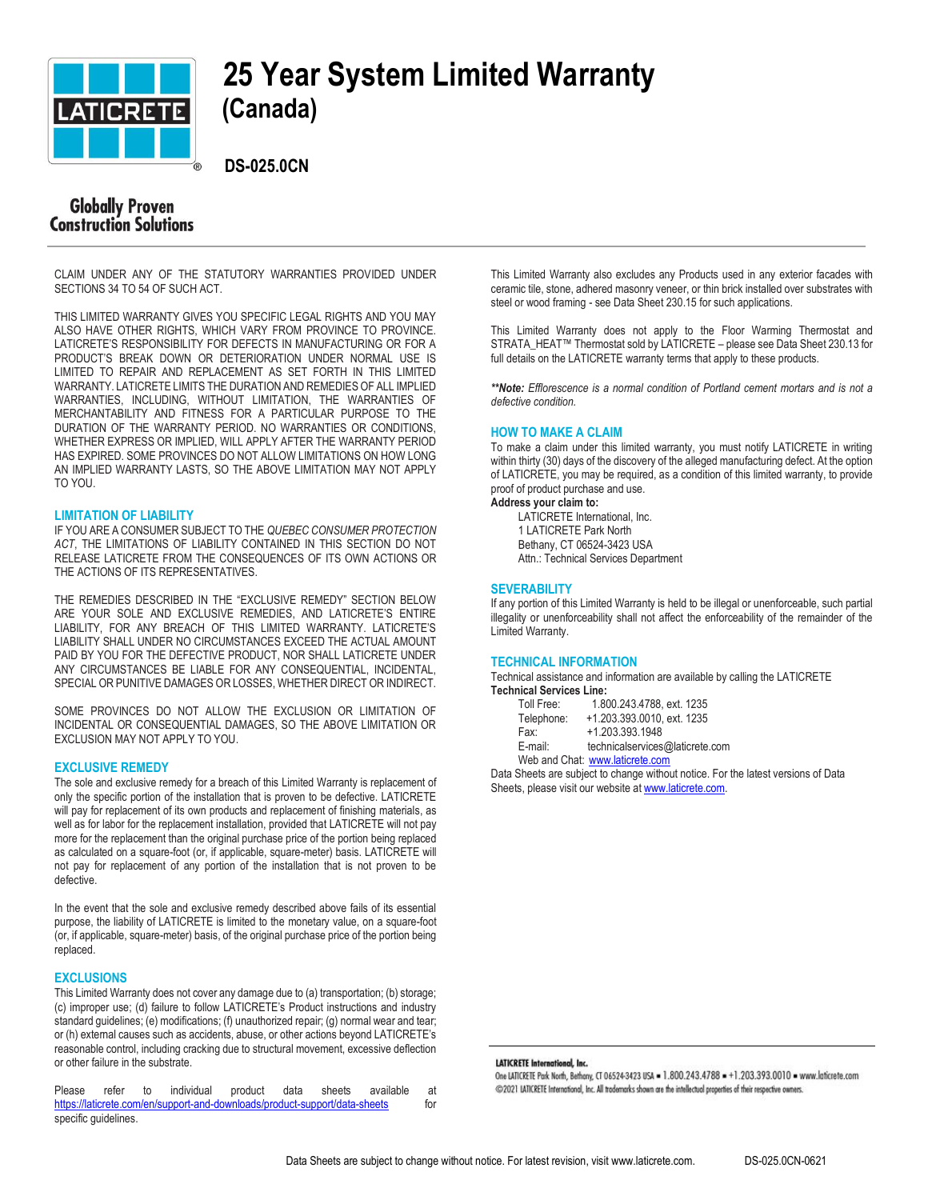CLAIM UNDER ANY OF THE STATUTORY WARRANTIES PROVIDED UNDER SECTIONS 34 TO 54 OF SUCH ACT.

THIS LIMITED WARRANTY GIVES YOU SPECIFIC LEGAL RIGHTS AND YOU MAY ALSO HAVE OTHER RIGHTS, WHICH VARY FROM PROVINCE TO PROVINCE. LATICRETE'S RESPONSIBILITY FOR DEFECTS IN MANUFACTURING OR FOR A PRODUCT'S BREAK DOWN OR DETERIORATION UNDER NORMAL USE IS LIMITED TO REPAIR AND REPLACEMENT AS SET FORTH IN THIS LIMITED WARRANTY. LATICRETE LIMITS THE DURATION AND REMEDIES OF ALL IMPLIED WARRANTIES, INCLUDING, WITHOUT LIMITATION, THE WARRANTIES OF MERCHANTABILITY AND FITNESS FOR A PARTICULAR PURPOSE TO THE DURATION OF THE WARRANTY PERIOD. NO WARRANTIES OR CONDITIONS, WHETHER EXPRESS OR IMPLIED, WILL APPLY AFTER THE WARRANTY PERIOD HAS EXPIRED. SOME PROVINCES DO NOT ALLOW LIMITATIONS ON HOW LONG AN IMPLIED WARRANTY LASTS, SO THE ABOVE LIMITATION MAY NOT APPLY TO YOU.

## LIMITATION OF LIABILITY

IF YOU ARE A CONSUMER SUBJECT TO THE *QUEBEC CONSUMER PROTECTION ACT*, THE LIMITATIONS OF LIABILITY CONTAINED IN THIS SECTION DO NOT RELEASE LATICRETE FROM THE CONSEQUENCES OF ITS OWN ACTIONS OR THE ACTIONS OF ITS REPRESENTATIVES.

THE REMEDIES DESCRIBED IN THE "EXCLUSIVE REMEDY" SECTION BELOW ARE YOUR SOLE AND EXCLUSIVE REMEDIES, AND LATICRETE'S ENTIRE LIABILITY, FOR ANY BREACH OF THIS LIMITED WARRANTY. LATICRETE'S LIABILITY SHALL UNDER NO CIRCUMSTANCES EXCEED THE ACTUAL AMOUNT PAID BY YOU FOR THE DEFECTIVE PRODUCT, NOR SHALL LATICRETE UNDER ANY CIRCUMSTANCES BE LIABLE FOR ANY CONSEQUENTIAL, INCIDENTAL, SPECIAL OR PUNITIVE DAMAGES OR LOSSES, WHETHER DIRECT OR INDIRECT.

SOME PROVINCES DO NOT ALLOW THE EXCLUSION OR LIMITATION OF INCIDENTAL OR CONSEQUENTIAL DAMAGES, SO THE ABOVE LIMITATION OR EXCLUSION MAY NOT APPLY TO YOU.

## EXCLUSIVE REMEDY

The sole and exclusive remedy for a breach of this Limited Warranty is replacement of only the specific portion of the installation that is proven to be defective. LATICRETE will pay for replacement of its own products and replacement of finishing materials, as well as for labor for the replacement installation, provided that LATICRETE will not pay more for the replacement than the original purchase price of the portion being replaced as calculated on a square-foot (or, if applicable, square-meter) basis. LATICRETE will not pay for replacement of any portion of the installation that is not proven to be defective.

In the event that the sole and exclusive remedy described above fails of its essential purpose, the liability of LATICRETE is limited to the monetary value, on a square-foot (or, if applicable, square-meter) basis, of the original purchase price of the portion being replaced.

## EXCLUSIONS

This Limited Warranty does not cover any damage due to (a) transportation; (b) storage; (c) improper use; (d) failure to follow LATICRETE's Product instructions and industry standard guidelines; (e) modifications; (f) unauthorized repair; (g) normal wear and tear; or (h) external causes such as accidents, abuse, or other actions beyond LATICRETE's reasonable control, including cracking due to structural movement, excessive deflection or other failure in the substrate.

Please refer to individual product data sheets available at https://laticrete.com/en/support-and-downloads/product-support/data-sheets for specific guidelines.

This Limited Warranty also excludes any Products used in any exterior facades with ceramic tile, stone, adhered masonry veneer, or thin brick installed over substrates with steel or wood framing - see Data Sheet 230.15 for such applications.

This Limited Warranty does not apply to the Floor Warming Thermostat and STRATA_HEAT™ Thermostat sold by LATICRETE – please see Data Sheet 230.13 for full details on the LATICRETE warranty terms that apply to these products.

***Note:** *Efflorescence is a normal condition of Portland cement mortars and is not a defective condition.*

## HOW TO MAKE A CLAIM

To make a claim under this limited warranty, you must notify LATICRETE in writing within thirty (30) days of the discovery of the alleged manufacturing defect. At the option of LATICRETE, you may be required, as a condition of this limited warranty, to provide proof of product purchase and use.

**Address your claim to:**

LATICRETE International, Inc.
1 LATICRETE Park North
Bethany, CT 06524-3423 USA
Attn.: Technical Services Department

## SEVERABILITY

If any portion of this Limited Warranty is held to be illegal or unenforceable, such partial illegality or unenforceability shall not affect the enforceability of the remainder of the Limited Warranty.

## TECHNICAL INFORMATION

Technical assistance and information are available by calling the LATICRETE **Technical Services Line:**

Toll Free: 1.800.243.4788, ext. 1235
Telephone: +1.203.393.0010, ext. 1235
Fax: +1.203.393.1948
E-mail: technicalservices@laticrete.com
Web and Chat: www.laticrete.com

Data Sheets are subject to change without notice. For the latest versions of Data Sheets, please visit our website at www.laticrete.com.

**LATICRETE International, Inc.**
One LATICRETE Park North, Bethany, CT 06524-3423 USA ▪ 1.800.243.4788 ▪ +1.203.393.0010 ▪ www.laticrete.com
©2021 LATICRETE International, Inc. All trademarks shown are the intellectual properties of their respective owners.